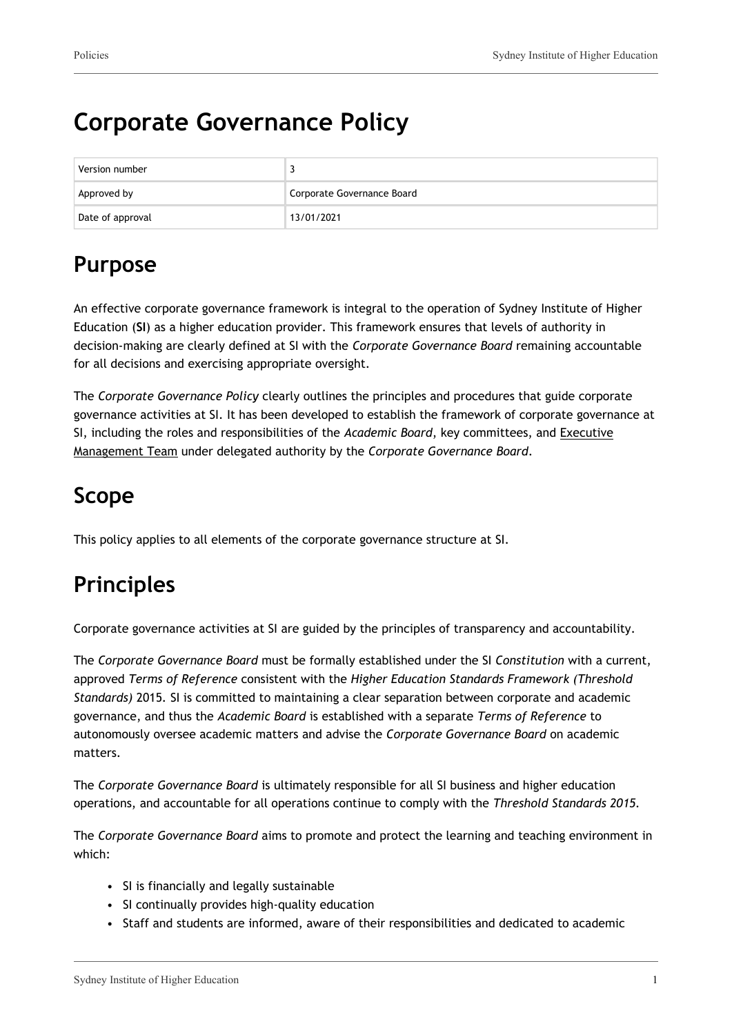# Corporate Governance Policy

| Version number | 3 |
|---|---|
| Approved by | Corporate Governance Board |
| Date of approval | 13/01/2021 |

## Purpose

An effective corporate governance framework is integral to the operation of Sydney Institute of Higher Education (**SI**) as a higher education provider. This framework ensures that levels of authority in decision-making are clearly defined at SI with the *Corporate Governance Board* remaining accountable for all decisions and exercising appropriate oversight.

The *Corporate Governance Policy* clearly outlines the principles and procedures that guide corporate governance activities at SI. It has been developed to establish the framework of corporate governance at SI, including the roles and responsibilities of the *Academic Board*, key committees, and Executive Management Team under delegated authority by the *Corporate Governance Board*.

## Scope

This policy applies to all elements of the corporate governance structure at SI.

## Principles

Corporate governance activities at SI are guided by the principles of transparency and accountability.

The *Corporate Governance Board* must be formally established under the SI *Constitution* with a current, approved *Terms of Reference* consistent with the *Higher Education Standards Framework (Threshold Standards)* 2015. SI is committed to maintaining a clear separation between corporate and academic governance, and thus the *Academic Board* is established with a separate *Terms of Reference* to autonomously oversee academic matters and advise the *Corporate Governance Board* on academic matters.

The *Corporate Governance Board* is ultimately responsible for all SI business and higher education operations, and accountable for all operations continue to comply with the *Threshold Standards 2015*.

The *Corporate Governance Board* aims to promote and protect the learning and teaching environment in which:

- SI is financially and legally sustainable
- SI continually provides high-quality education
- Staff and students are informed, aware of their responsibilities and dedicated to academic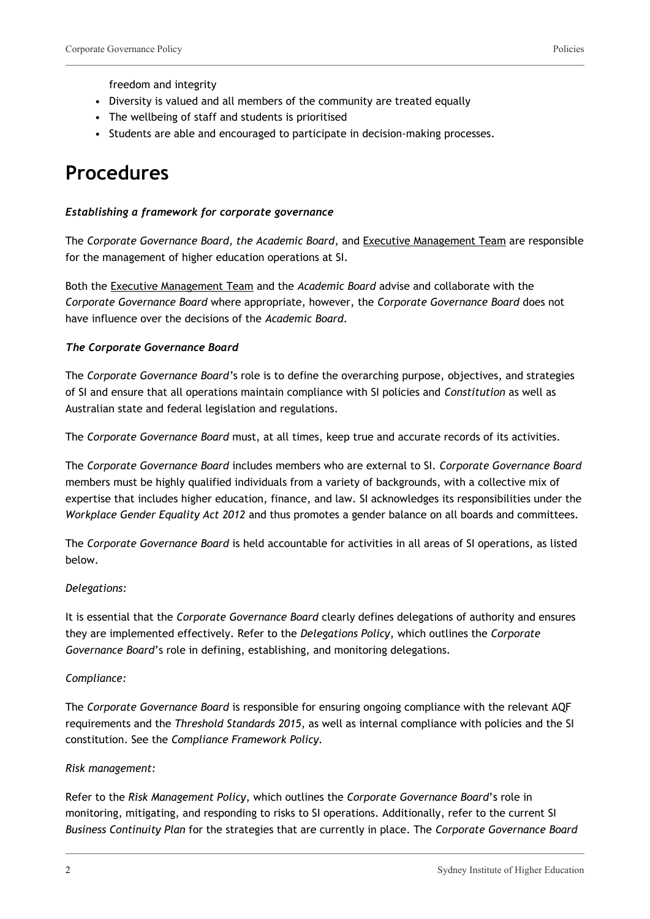freedom and integrity

- Diversity is valued and all members of the community are treated equally
- The wellbeing of staff and students is prioritised
- Students are able and encouraged to participate in decision-making processes.

# Procedures

***Establishing a framework for corporate governance***

The *Corporate Governance Board, the Academic Board*, and Executive Management Team are responsible for the management of higher education operations at SI.

Both the Executive Management Team and the *Academic Board* advise and collaborate with the *Corporate Governance Board* where appropriate, however, the *Corporate Governance Board* does not have influence over the decisions of the *Academic Board*.

***The Corporate Governance Board***

The *Corporate Governance Board*'s role is to define the overarching purpose, objectives, and strategies of SI and ensure that all operations maintain compliance with SI policies and *Constitution* as well as Australian state and federal legislation and regulations.

The *Corporate Governance Board* must, at all times, keep true and accurate records of its activities.

The *Corporate Governance Board* includes members who are external to SI. *Corporate Governance Board* members must be highly qualified individuals from a variety of backgrounds, with a collective mix of expertise that includes higher education, finance, and law. SI acknowledges its responsibilities under the *Workplace Gender Equality Act 2012* and thus promotes a gender balance on all boards and committees.

The *Corporate Governance Board* is held accountable for activities in all areas of SI operations, as listed below.

*Delegations:*

It is essential that the *Corporate Governance Board* clearly defines delegations of authority and ensures they are implemented effectively. Refer to the *Delegations Policy*, which outlines the *Corporate Governance Board*'s role in defining, establishing, and monitoring delegations.

*Compliance:*

The *Corporate Governance Board* is responsible for ensuring ongoing compliance with the relevant AQF requirements and the *Threshold Standards 2015*, as well as internal compliance with policies and the SI constitution. See the *Compliance Framework Policy*.

*Risk management:*

Refer to the *Risk Management Policy*, which outlines the *Corporate Governance Board*'s role in monitoring, mitigating, and responding to risks to SI operations. Additionally, refer to the current SI *Business Continuity Plan* for the strategies that are currently in place. The *Corporate Governance Board*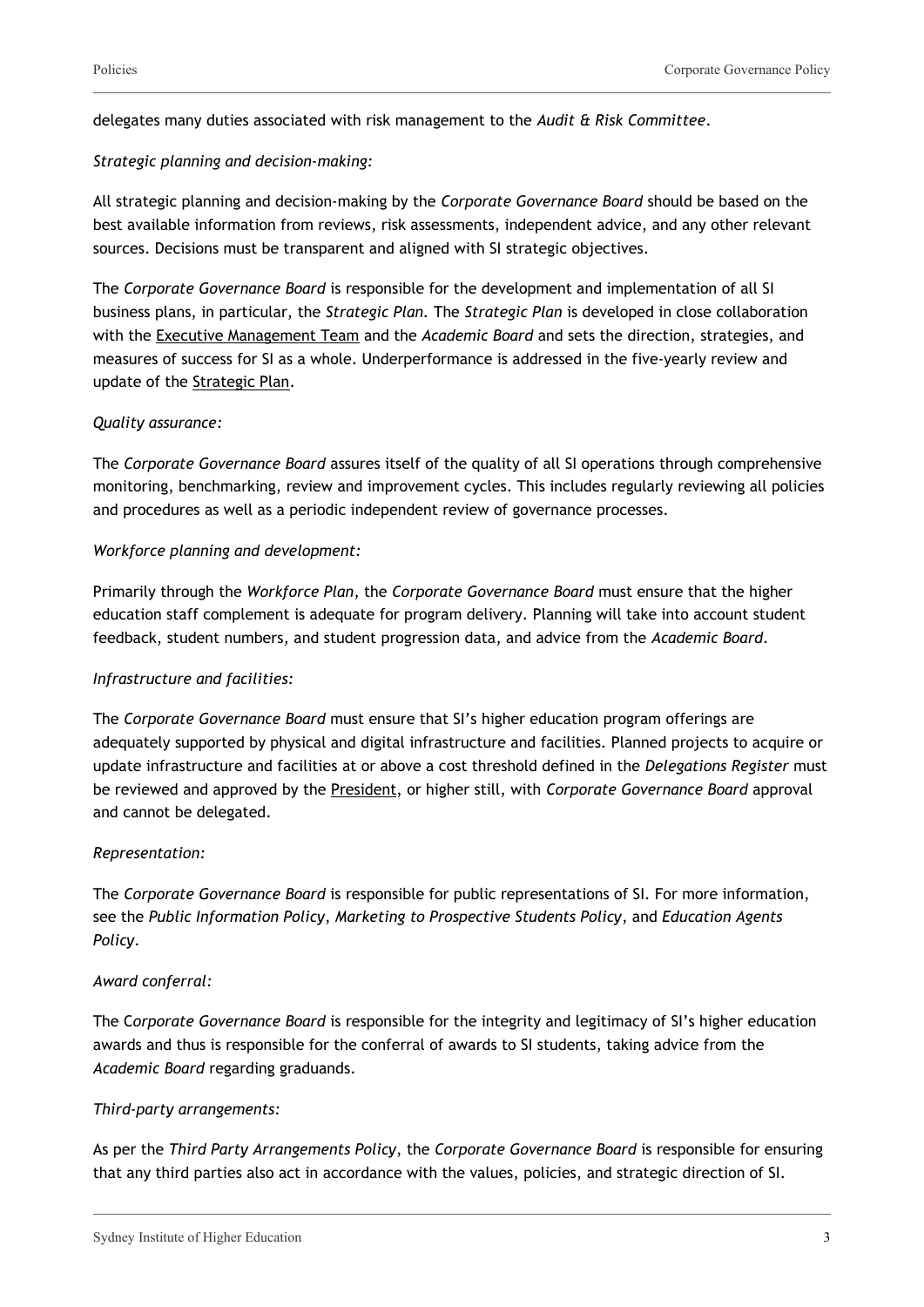delegates many duties associated with risk management to the *Audit & Risk Committee*.

*Strategic planning and decision-making:*

All strategic planning and decision-making by the *Corporate Governance Board* should be based on the best available information from reviews, risk assessments, independent advice, and any other relevant sources. Decisions must be transparent and aligned with SI strategic objectives.

The *Corporate Governance Board* is responsible for the development and implementation of all SI business plans, in particular, the *Strategic Plan*. The *Strategic Plan* is developed in close collaboration with the Executive Management Team and the *Academic Board* and sets the direction, strategies, and measures of success for SI as a whole. Underperformance is addressed in the five-yearly review and update of the Strategic Plan.

*Quality assurance:*

The *Corporate Governance Board* assures itself of the quality of all SI operations through comprehensive monitoring, benchmarking, review and improvement cycles. This includes regularly reviewing all policies and procedures as well as a periodic independent review of governance processes.

*Workforce planning and development:*

Primarily through the *Workforce Plan*, the *Corporate Governance Board* must ensure that the higher education staff complement is adequate for program delivery. Planning will take into account student feedback, student numbers, and student progression data, and advice from the *Academic Board*.

*Infrastructure and facilities:*

The *Corporate Governance Board* must ensure that SI's higher education program offerings are adequately supported by physical and digital infrastructure and facilities. Planned projects to acquire or update infrastructure and facilities at or above a cost threshold defined in the *Delegations Register* must be reviewed and approved by the President, or higher still, with *Corporate Governance Board* approval and cannot be delegated.

*Representation:*

The *Corporate Governance Board* is responsible for public representations of SI. For more information, see the *Public Information Policy*, *Marketing to Prospective Students Policy*, and *Education Agents Policy*.

*Award conferral:*

The C*orporate Governance Board* is responsible for the integrity and legitimacy of SI's higher education awards and thus is responsible for the conferral of awards to SI students, taking advice from the *Academic Board* regarding graduands.

*Third-party arrangements:*

As per the *Third Party Arrangements Policy*, the *Corporate Governance Board* is responsible for ensuring that any third parties also act in accordance with the values, policies, and strategic direction of SI.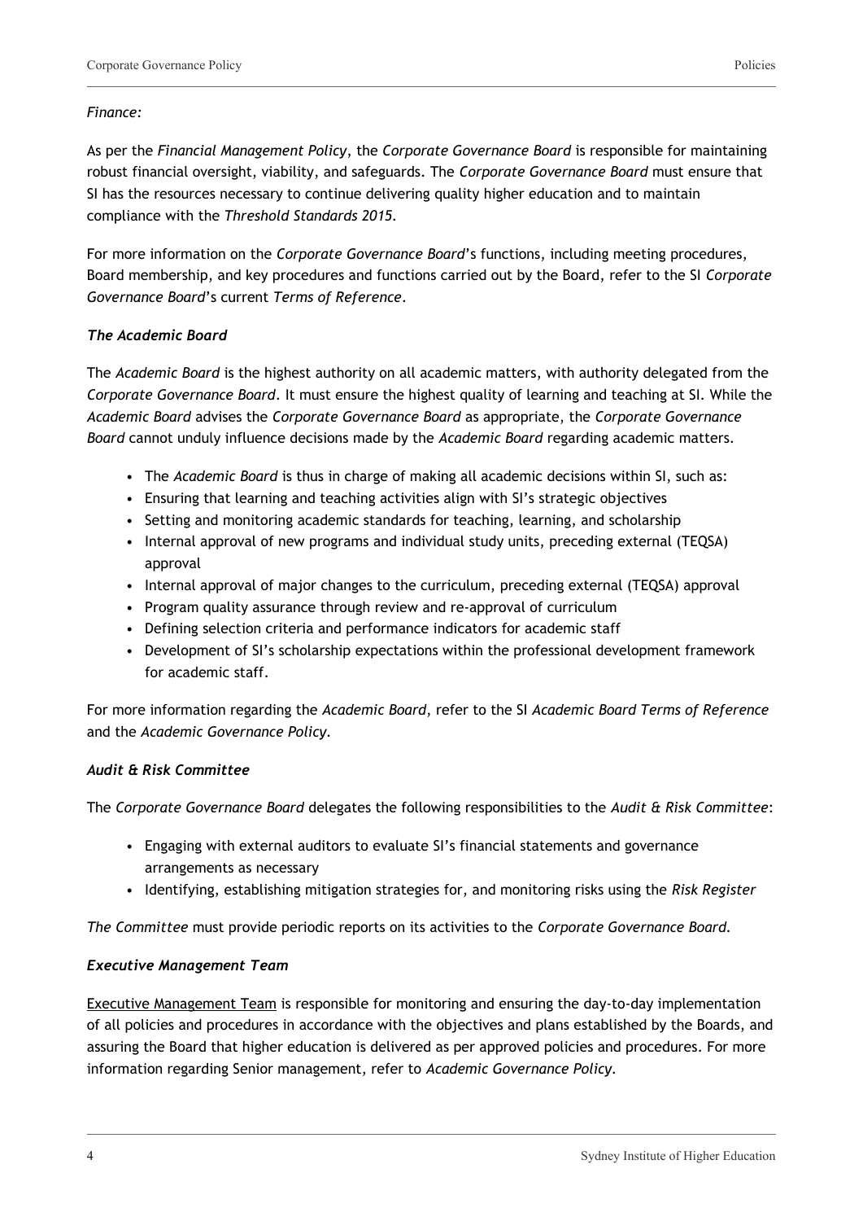*Finance:*

As per the *Financial Management Policy*, the *Corporate Governance Board* is responsible for maintaining robust financial oversight, viability, and safeguards. The *Corporate Governance Board* must ensure that SI has the resources necessary to continue delivering quality higher education and to maintain compliance with the *Threshold Standards 2015*.

For more information on the *Corporate Governance Board*'s functions, including meeting procedures, Board membership, and key procedures and functions carried out by the Board, refer to the SI *Corporate Governance Board*'s current *Terms of Reference*.

### *The Academic Board*

The *Academic Board* is the highest authority on all academic matters, with authority delegated from the *Corporate Governance Board*. It must ensure the highest quality of learning and teaching at SI. While the *Academic Board* advises the *Corporate Governance Board* as appropriate, the *Corporate Governance Board* cannot unduly influence decisions made by the *Academic Board* regarding academic matters.

- The *Academic Board* is thus in charge of making all academic decisions within SI, such as:
- Ensuring that learning and teaching activities align with SI's strategic objectives
- Setting and monitoring academic standards for teaching, learning, and scholarship
- Internal approval of new programs and individual study units, preceding external (TEQSA) approval
- Internal approval of major changes to the curriculum, preceding external (TEQSA) approval
- Program quality assurance through review and re-approval of curriculum
- Defining selection criteria and performance indicators for academic staff
- Development of SI's scholarship expectations within the professional development framework for academic staff.

For more information regarding the *Academic Board*, refer to the SI *Academic Board Terms of Reference* and the *Academic Governance Policy*.

### *Audit & Risk Committee*

The *Corporate Governance Board* delegates the following responsibilities to the *Audit & Risk Committee*:

- Engaging with external auditors to evaluate SI's financial statements and governance arrangements as necessary
- Identifying, establishing mitigation strategies for, and monitoring risks using the *Risk Register*

*The Committee* must provide periodic reports on its activities to the *Corporate Governance Board*.

### *Executive Management Team*

Executive Management Team is responsible for monitoring and ensuring the day-to-day implementation of all policies and procedures in accordance with the objectives and plans established by the Boards, and assuring the Board that higher education is delivered as per approved policies and procedures. For more information regarding Senior management, refer to *Academic Governance Policy*.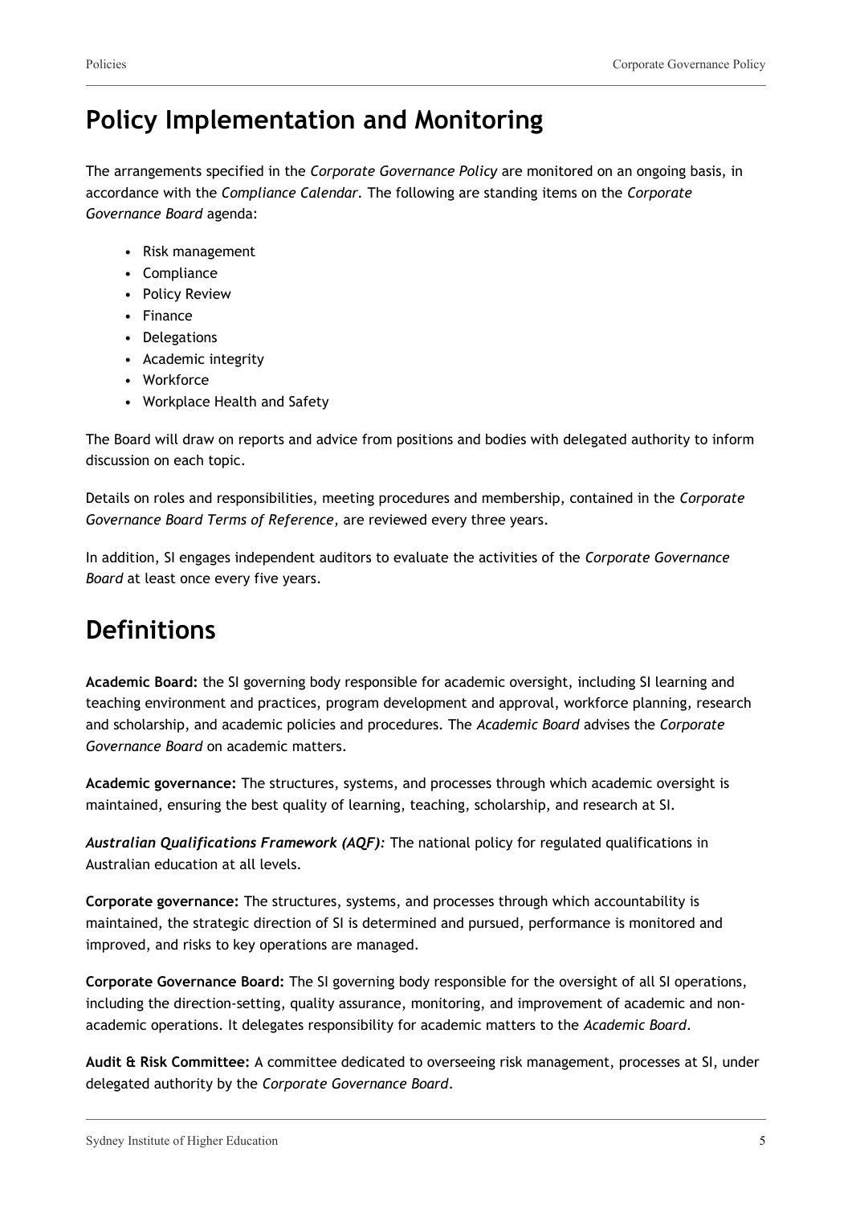## Policy Implementation and Monitoring

The arrangements specified in the *Corporate Governance Policy* are monitored on an ongoing basis, in accordance with the *Compliance Calendar*. The following are standing items on the *Corporate Governance Board* agenda:

- Risk management
- Compliance
- Policy Review
- Finance
- Delegations
- Academic integrity
- Workforce
- Workplace Health and Safety

The Board will draw on reports and advice from positions and bodies with delegated authority to inform discussion on each topic.

Details on roles and responsibilities, meeting procedures and membership, contained in the *Corporate Governance Board Terms of Reference*, are reviewed every three years.

In addition, SI engages independent auditors to evaluate the activities of the *Corporate Governance Board* at least once every five years.

## Definitions

**Academic Board:** the SI governing body responsible for academic oversight, including SI learning and teaching environment and practices, program development and approval, workforce planning, research and scholarship, and academic policies and procedures. The *Academic Board* advises the *Corporate Governance Board* on academic matters.

**Academic governance:** The structures, systems, and processes through which academic oversight is maintained, ensuring the best quality of learning, teaching, scholarship, and research at SI.

***Australian Qualifications Framework (AQF):*** The national policy for regulated qualifications in Australian education at all levels.

**Corporate governance:** The structures, systems, and processes through which accountability is maintained, the strategic direction of SI is determined and pursued, performance is monitored and improved, and risks to key operations are managed.

**Corporate Governance Board:** The SI governing body responsible for the oversight of all SI operations, including the direction-setting, quality assurance, monitoring, and improvement of academic and non-academic operations. It delegates responsibility for academic matters to the *Academic Board*.

**Audit & Risk Committee:** A committee dedicated to overseeing risk management, processes at SI, under delegated authority by the *Corporate Governance Board*.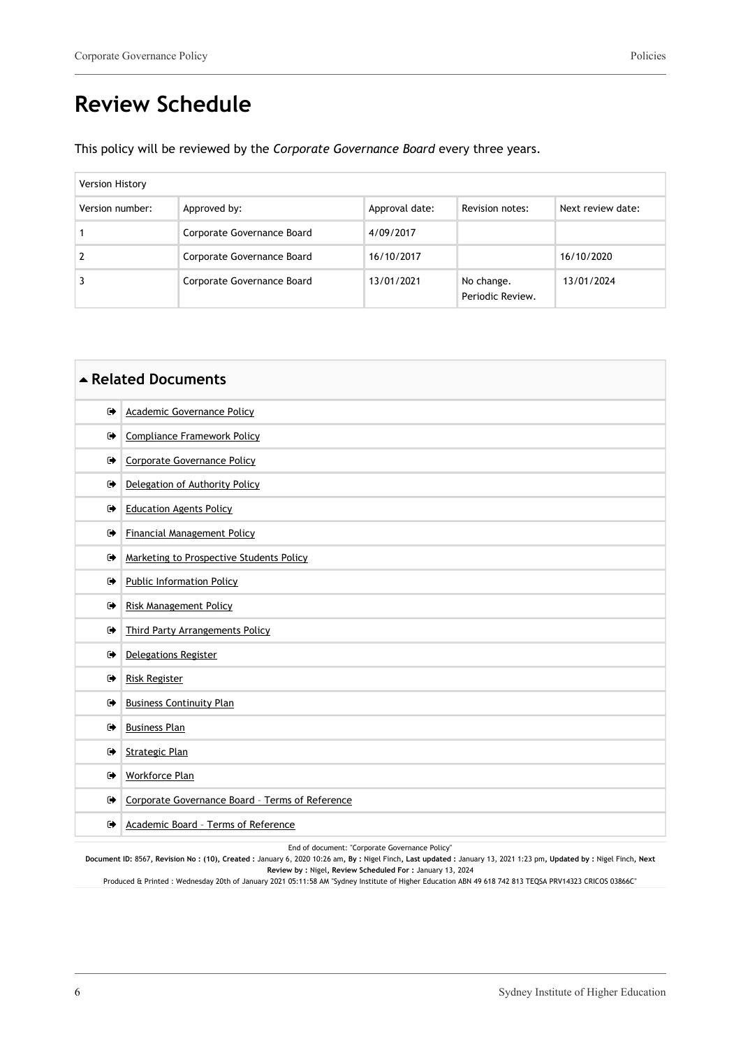# Review Schedule

This policy will be reviewed by the *Corporate Governance Board* every three years.

| Version History | | | | |
|---|---|---|---|---|
| Version number: | Approved by: | Approval date: | Revision notes: | Next review date: |
| 1 | Corporate Governance Board | 4/09/2017 | | |
| 2 | Corporate Governance Board | 16/10/2017 | | 16/10/2020 |
| 3 | Corporate Governance Board | 13/01/2021 | No change. Periodic Review. | 13/01/2024 |

## ▲ Related Documents

| | |
|---|---|
| ➪ | Academic Governance Policy |
| ➪ | Compliance Framework Policy |
| ➪ | Corporate Governance Policy |
| ➪ | Delegation of Authority Policy |
| ➪ | Education Agents Policy |
| ➪ | Financial Management Policy |
| ➪ | Marketing to Prospective Students Policy |
| ➪ | Public Information Policy |
| ➪ | Risk Management Policy |
| ➪ | Third Party Arrangements Policy |
| ➪ | Delegations Register |
| ➪ | Risk Register |
| ➪ | Business Continuity Plan |
| ➪ | Business Plan |
| ➪ | Strategic Plan |
| ➪ | Workforce Plan |
| ➪ | Corporate Governance Board – Terms of Reference |
| ➪ | Academic Board – Terms of Reference |

End of document: "Corporate Governance Policy"

**Document ID:** 8567, **Revision No : (10), Created :** January 6, 2020 10:26 am, **By :** Nigel Finch, **Last updated :** January 13, 2021 1:23 pm, **Updated by :** Nigel Finch, **Next Review by :** Nigel, **Review Scheduled For :** January 13, 2024

Produced & Printed : Wednesday 20th of January 2021 05:11:58 AM "Sydney Institute of Higher Education ABN 49 618 742 813 TEQSA PRV14323 CRICOS 03866C"